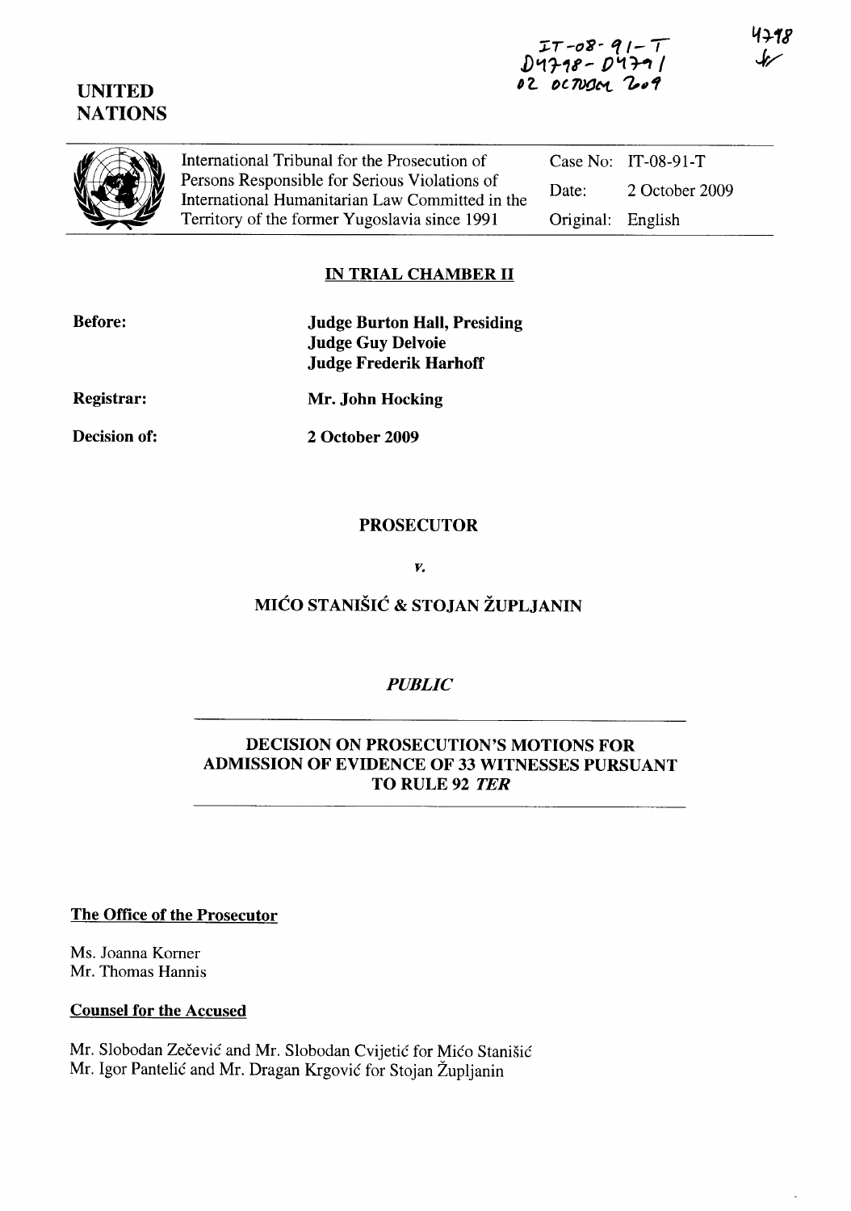IT-08-91-T
D4798 - D4791
02 OCTOBER 2009

4798

**UNITED NATIONS**

| International Tribunal for the Prosecution of Persons Responsible for Serious Violations of International Humanitarian Law Committed in the Territory of the former Yugoslavia since 1991 | Case No: | IT-08-91-T |
|---|---|---|
| | Date: | 2 October 2009 |
| | Original: | English |

## IN TRIAL CHAMBER II

**Before:**
**Judge Burton Hall, Presiding**
**Judge Guy Delvoie**
**Judge Frederik Harhoff**

**Registrar:** **Mr. John Hocking**

**Decision of:** **2 October 2009**

**PROSECUTOR**

*v.*

**MIĆO STANIŠIĆ & STOJAN ŽUPLJANIN**

*PUBLIC*

**DECISION ON PROSECUTION'S MOTIONS FOR ADMISSION OF EVIDENCE OF 33 WITNESSES PURSUANT TO RULE 92 *TER***

**The Office of the Prosecutor**

Ms. Joanna Korner
Mr. Thomas Hannis

**Counsel for the Accused**

Mr. Slobodan Zečević and Mr. Slobodan Cvijetić for Mićo Stanišić
Mr. Igor Pantelić and Mr. Dragan Krgović for Stojan Župljanin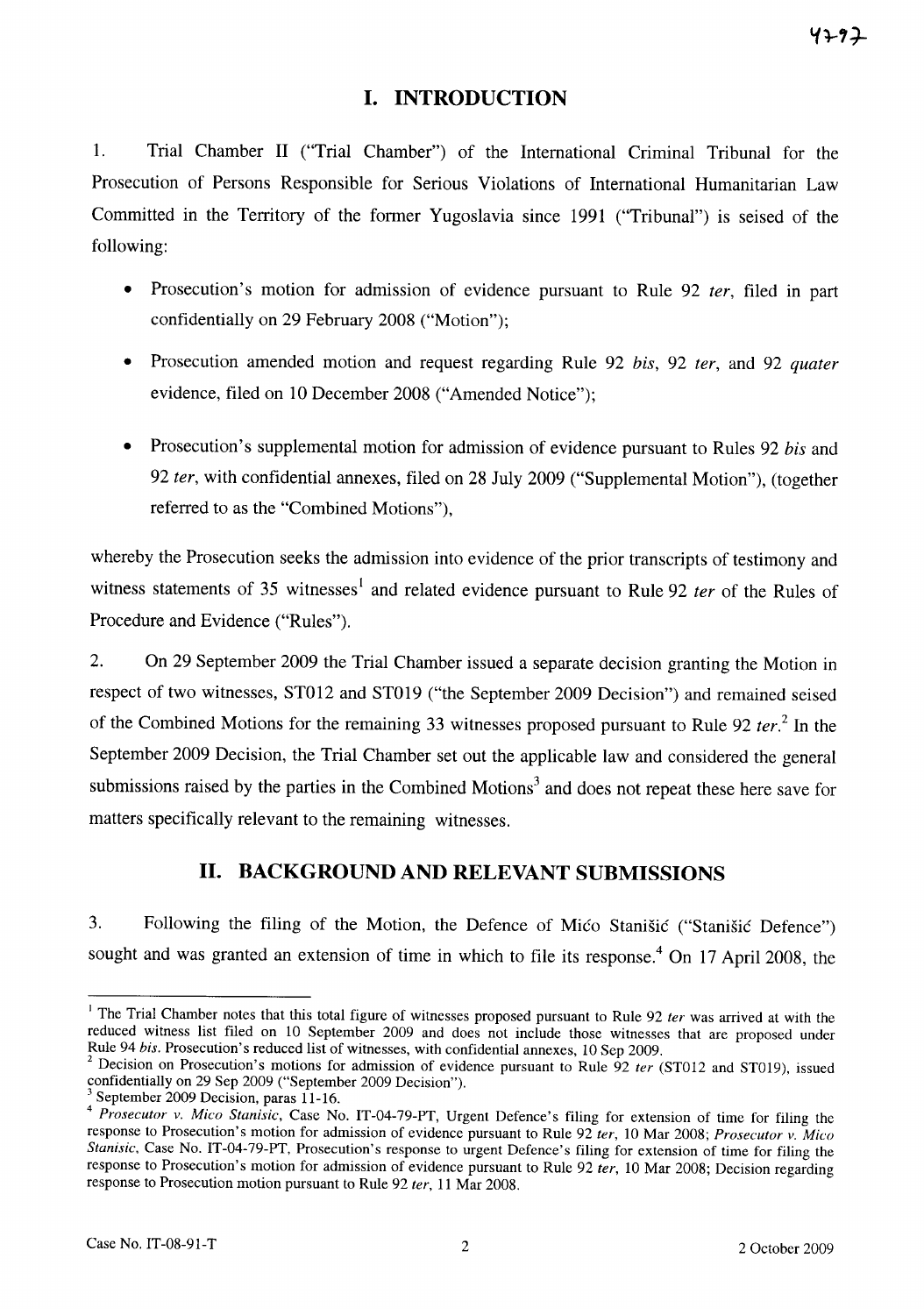# I. INTRODUCTION

1. Trial Chamber II ("Trial Chamber") of the International Criminal Tribunal for the Prosecution of Persons Responsible for Serious Violations of International Humanitarian Law Committed in the Territory of the former Yugoslavia since 1991 ("Tribunal") is seised of the following:

- Prosecution's motion for admission of evidence pursuant to Rule 92 *ter*, filed in part confidentially on 29 February 2008 ("Motion");
- Prosecution amended motion and request regarding Rule 92 *bis*, 92 *ter*, and 92 *quater* evidence, filed on 10 December 2008 ("Amended Notice");
- Prosecution's supplemental motion for admission of evidence pursuant to Rules 92 *bis* and 92 *ter*, with confidential annexes, filed on 28 July 2009 ("Supplemental Motion"), (together referred to as the "Combined Motions"),

whereby the Prosecution seeks the admission into evidence of the prior transcripts of testimony and witness statements of 35 witnesses[1] and related evidence pursuant to Rule 92 *ter* of the Rules of Procedure and Evidence ("Rules").

2. On 29 September 2009 the Trial Chamber issued a separate decision granting the Motion in respect of two witnesses, ST012 and ST019 ("the September 2009 Decision") and remained seised of the Combined Motions for the remaining 33 witnesses proposed pursuant to Rule 92 *ter*.[2] In the September 2009 Decision, the Trial Chamber set out the applicable law and considered the general submissions raised by the parties in the Combined Motions[3] and does not repeat these here save for matters specifically relevant to the remaining witnesses.

# II. BACKGROUND AND RELEVANT SUBMISSIONS

3. Following the filing of the Motion, the Defence of Mićo Stanišić ("Stanišić Defence") sought and was granted an extension of time in which to file its response.[4] On 17 April 2008, the

---

[1] The Trial Chamber notes that this total figure of witnesses proposed pursuant to Rule 92 *ter* was arrived at with the reduced witness list filed on 10 September 2009 and does not include those witnesses that are proposed under Rule 94 *bis*. Prosecution's reduced list of witnesses, with confidential annexes, 10 Sep 2009.

[2] Decision on Prosecution's motions for admission of evidence pursuant to Rule 92 *ter* (ST012 and ST019), issued confidentially on 29 Sep 2009 ("September 2009 Decision").

[3] September 2009 Decision, paras 11-16.

[4] *Prosecutor v. Mico Stanisic*, Case No. IT-04-79-PT, Urgent Defence's filing for extension of time for filing the response to Prosecution's motion for admission of evidence pursuant to Rule 92 *ter*, 10 Mar 2008; *Prosecutor v. Mico Stanisic*, Case No. IT-04-79-PT, Prosecution's response to urgent Defence's filing for extension of time for filing the response to Prosecution's motion for admission of evidence pursuant to Rule 92 *ter*, 10 Mar 2008; Decision regarding response to Prosecution motion pursuant to Rule 92 *ter*, 11 Mar 2008.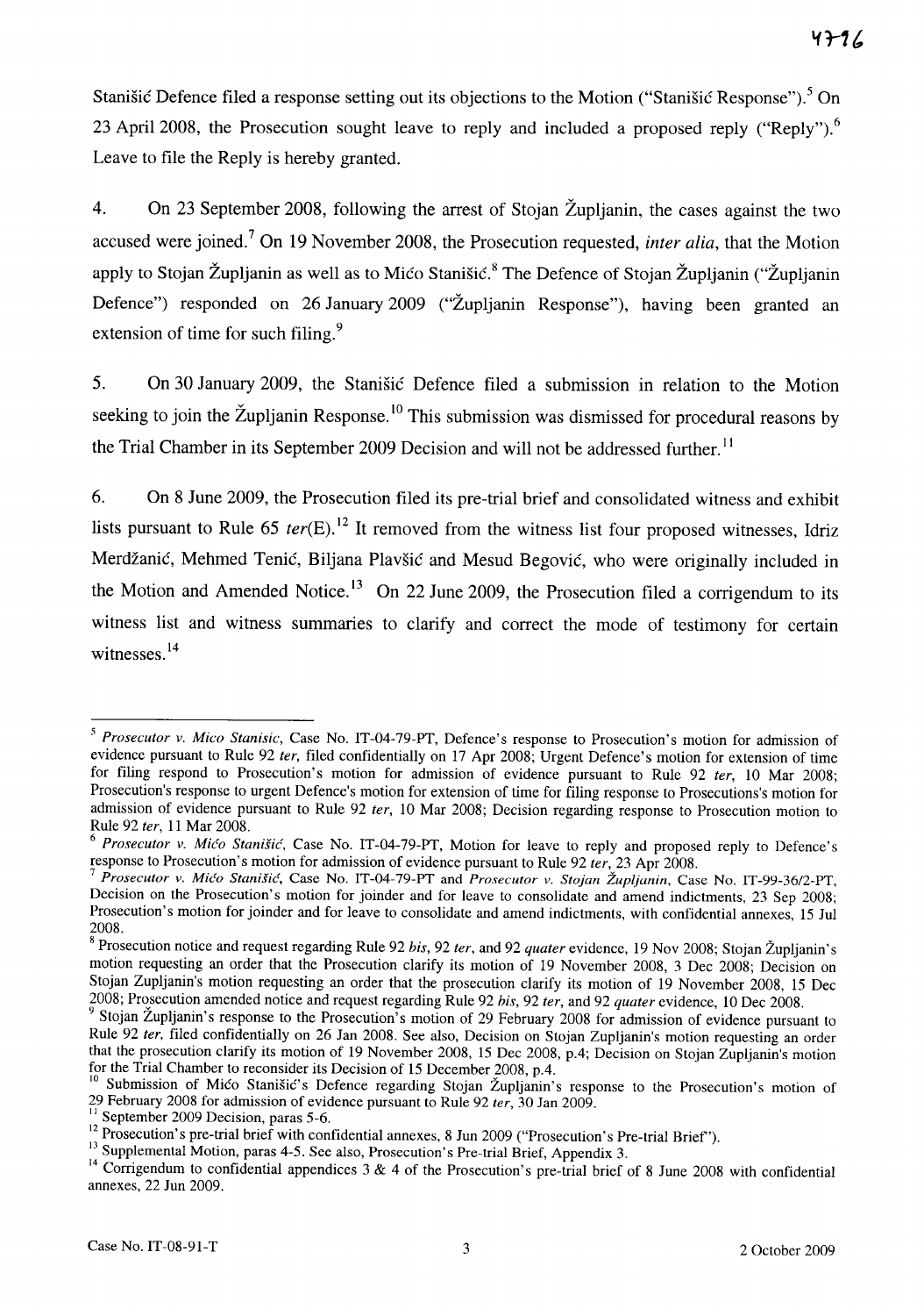Stanišić Defence filed a response setting out its objections to the Motion ("Stanišić Response").[5] On 23 April 2008, the Prosecution sought leave to reply and included a proposed reply ("Reply").[6] Leave to file the Reply is hereby granted.

4. On 23 September 2008, following the arrest of Stojan Župljanin, the cases against the two accused were joined.[7] On 19 November 2008, the Prosecution requested, *inter alia*, that the Motion apply to Stojan Župljanin as well as to Mićo Stanišić.[8] The Defence of Stojan Župljanin ("Župljanin Defence") responded on 26 January 2009 ("Župljanin Response"), having been granted an extension of time for such filing.[9]

5. On 30 January 2009, the Stanišić Defence filed a submission in relation to the Motion seeking to join the Župljanin Response.[10] This submission was dismissed for procedural reasons by the Trial Chamber in its September 2009 Decision and will not be addressed further.[11]

6. On 8 June 2009, the Prosecution filed its pre-trial brief and consolidated witness and exhibit lists pursuant to Rule 65 *ter*(E).[12] It removed from the witness list four proposed witnesses, Idriz Merdžanić, Mehmed Tenić, Biljana Plavšić and Mesud Begović, who were originally included in the Motion and Amended Notice.[13] On 22 June 2009, the Prosecution filed a corrigendum to its witness list and witness summaries to clarify and correct the mode of testimony for certain witnesses.[14]

---

[5] *Prosecutor v. Mico Stanisic*, Case No. IT-04-79-PT, Defence's response to Prosecution's motion for admission of evidence pursuant to Rule 92 *ter*, filed confidentially on 17 Apr 2008; Urgent Defence's motion for extension of time for filing respond to Prosecution's motion for admission of evidence pursuant to Rule 92 *ter*, 10 Mar 2008; Prosecution's response to urgent Defence's motion for extension of time for filing response to Prosecutions's motion for admission of evidence pursuant to Rule 92 *ter*, 10 Mar 2008; Decision regarding response to Prosecution motion to Rule 92 *ter*, 11 Mar 2008.

[6] *Prosecutor v. Mićo Stanišić*, Case No. IT-04-79-PT, Motion for leave to reply and proposed reply to Defence's response to Prosecution's motion for admission of evidence pursuant to Rule 92 *ter*, 23 Apr 2008.

[7] *Prosecutor v. Mićo Stanišić*, Case No. IT-04-79-PT and *Prosecutor v. Stojan Župljanin*, Case No. IT-99-36/2-PT, Decision on the Prosecution's motion for joinder and for leave to consolidate and amend indictments, 23 Sep 2008; Prosecution's motion for joinder and for leave to consolidate and amend indictments, with confidential annexes, 15 Jul 2008.

[8] Prosecution notice and request regarding Rule 92 *bis*, 92 *ter*, and 92 *quater* evidence, 19 Nov 2008; Stojan Župljanin's motion requesting an order that the Prosecution clarify its motion of 19 November 2008, 3 Dec 2008; Decision on Stojan Zupljanin's motion requesting an order that the prosecution clarify its motion of 19 November 2008, 15 Dec 2008; Prosecution amended notice and request regarding Rule 92 *bis*, 92 *ter*, and 92 *quater* evidence, 10 Dec 2008.

[9] Stojan Župljanin's response to the Prosecution's motion of 29 February 2008 for admission of evidence pursuant to Rule 92 *ter*, filed confidentially on 26 Jan 2008. See also, Decision on Stojan Zupljanin's motion requesting an order that the prosecution clarify its motion of 19 November 2008, 15 Dec 2008, p.4; Decision on Stojan Zupljanin's motion for the Trial Chamber to reconsider its Decision of 15 December 2008, p.4.

[10] Submission of Mićo Stanišić's Defence regarding Stojan Župljanin's response to the Prosecution's motion of 29 February 2008 for admission of evidence pursuant to Rule 92 *ter*, 30 Jan 2009.

[11] September 2009 Decision, paras 5-6.

[12] Prosecution's pre-trial brief with confidential annexes, 8 Jun 2009 ("Prosecution's Pre-trial Brief").

[13] Supplemental Motion, paras 4-5. See also, Prosecution's Pre-trial Brief, Appendix 3.

[14] Corrigendum to confidential appendices 3 & 4 of the Prosecution's pre-trial brief of 8 June 2008 with confidential annexes, 22 Jun 2009.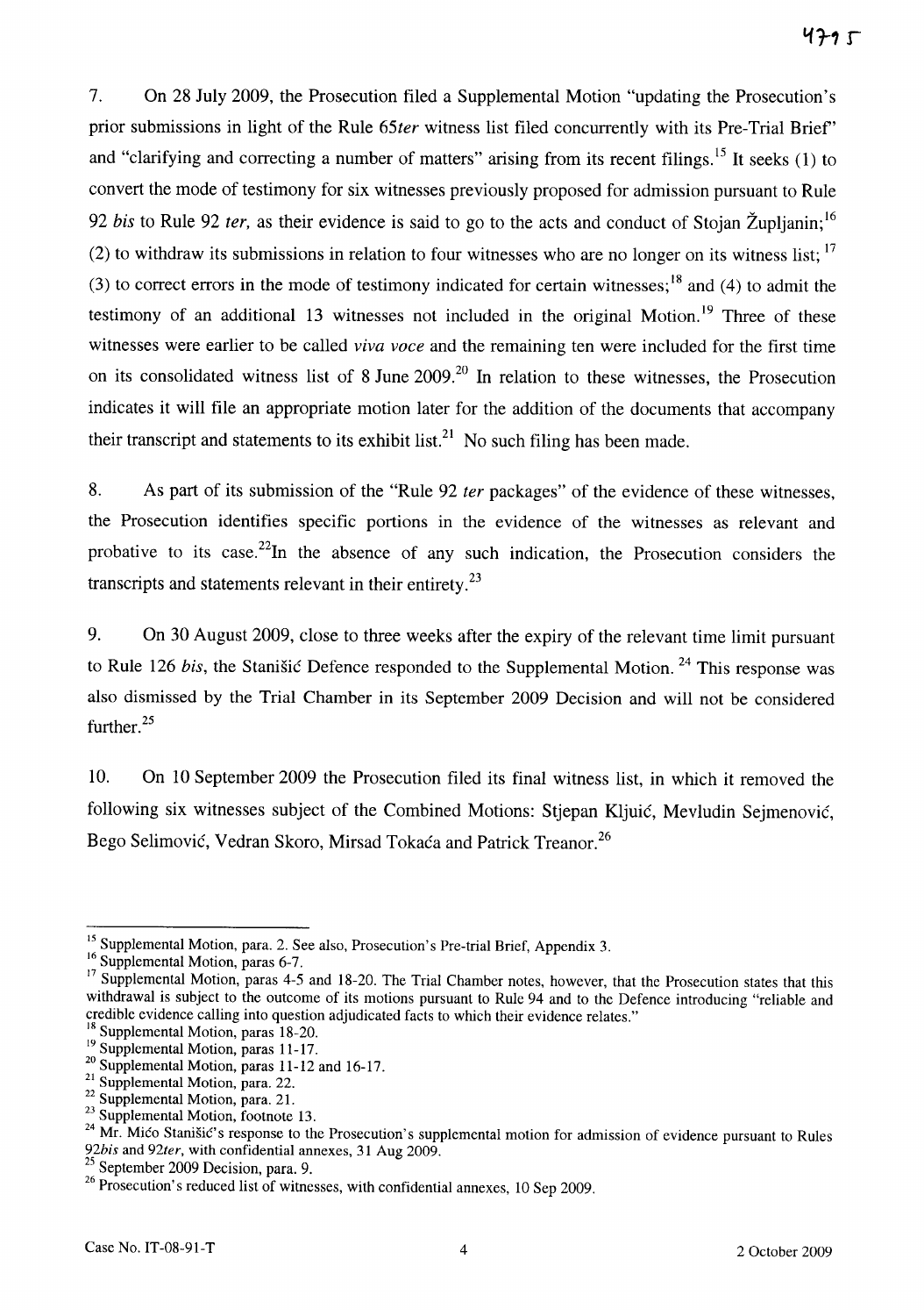7. On 28 July 2009, the Prosecution filed a Supplemental Motion "updating the Prosecution's prior submissions in light of the Rule 65*ter* witness list filed concurrently with its Pre-Trial Brief" and "clarifying and correcting a number of matters" arising from its recent filings.[15] It seeks (1) to convert the mode of testimony for six witnesses previously proposed for admission pursuant to Rule 92 *bis* to Rule 92 *ter*, as their evidence is said to go to the acts and conduct of Stojan Župljanin;[16] (2) to withdraw its submissions in relation to four witnesses who are no longer on its witness list;[17] (3) to correct errors in the mode of testimony indicated for certain witnesses;[18] and (4) to admit the testimony of an additional 13 witnesses not included in the original Motion.[19] Three of these witnesses were earlier to be called *viva voce* and the remaining ten were included for the first time on its consolidated witness list of 8 June 2009.[20] In relation to these witnesses, the Prosecution indicates it will file an appropriate motion later for the addition of the documents that accompany their transcript and statements to its exhibit list.[21] No such filing has been made.

8. As part of its submission of the "Rule 92 *ter* packages" of the evidence of these witnesses, the Prosecution identifies specific portions in the evidence of the witnesses as relevant and probative to its case.[22] In the absence of any such indication, the Prosecution considers the transcripts and statements relevant in their entirety.[23]

9. On 30 August 2009, close to three weeks after the expiry of the relevant time limit pursuant to Rule 126 *bis*, the Stanišić Defence responded to the Supplemental Motion.[24] This response was also dismissed by the Trial Chamber in its September 2009 Decision and will not be considered further.[25]

10. On 10 September 2009 the Prosecution filed its final witness list, in which it removed the following six witnesses subject of the Combined Motions: Stjepan Kljuić, Mevludin Sejmenović, Bego Selimović, Vedran Skoro, Mirsad Tokaća and Patrick Treanor.[26]

---

[15] Supplemental Motion, para. 2. See also, Prosecution's Pre-trial Brief, Appendix 3.

[16] Supplemental Motion, paras 6-7.

[17] Supplemental Motion, paras 4-5 and 18-20. The Trial Chamber notes, however, that the Prosecution states that this withdrawal is subject to the outcome of its motions pursuant to Rule 94 and to the Defence introducing "reliable and credible evidence calling into question adjudicated facts to which their evidence relates."

[18] Supplemental Motion, paras 18-20.

[19] Supplemental Motion, paras 11-17.

[20] Supplemental Motion, paras 11-12 and 16-17.

[21] Supplemental Motion, para. 22.

[22] Supplemental Motion, para. 21.

[23] Supplemental Motion, footnote 13.

[24] Mr. Mićo Stanišić's response to the Prosecution's supplemental motion for admission of evidence pursuant to Rules 92*bis* and 92*ter*, with confidential annexes, 31 Aug 2009.

[25] September 2009 Decision, para. 9.

[26] Prosecution's reduced list of witnesses, with confidential annexes, 10 Sep 2009.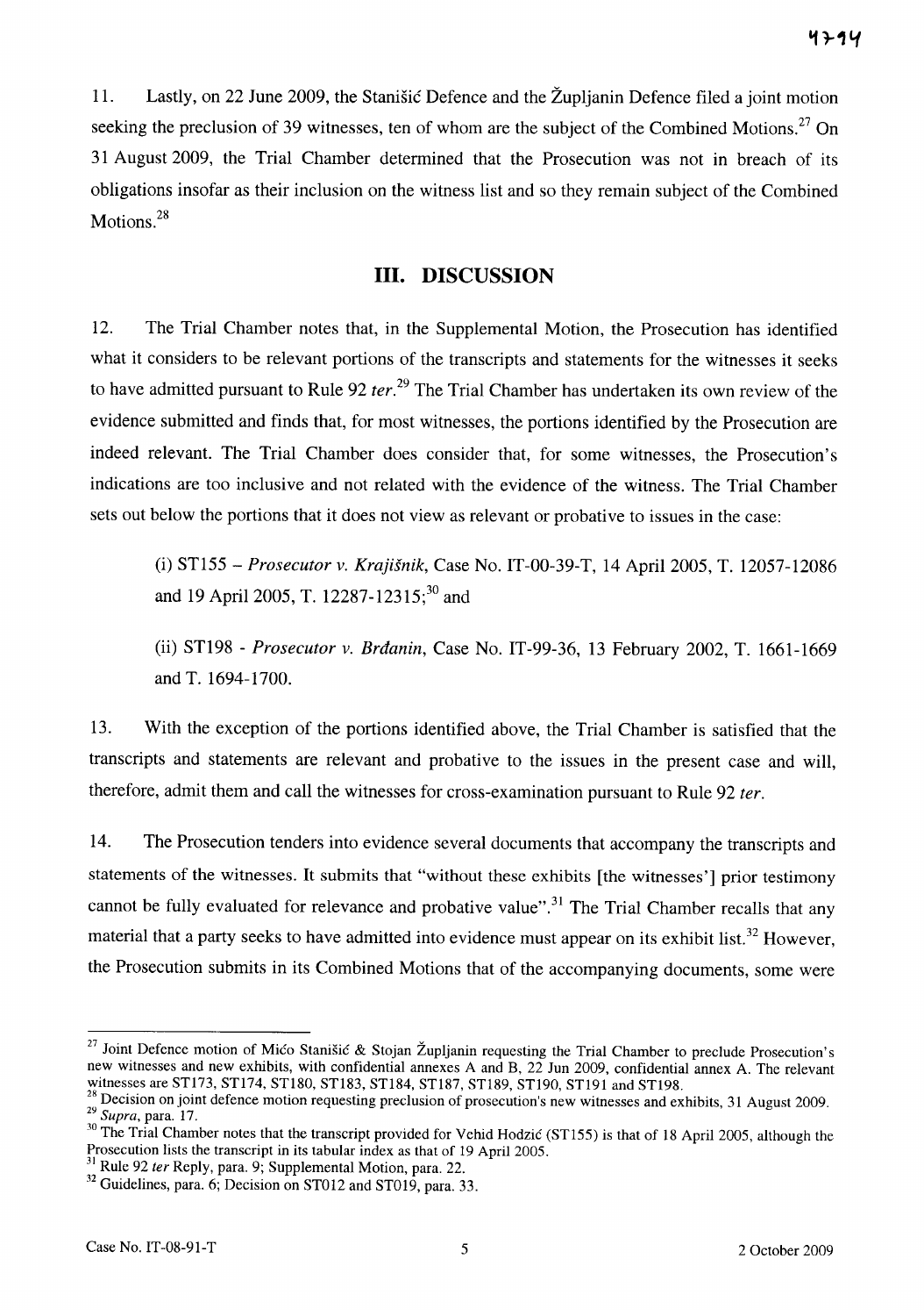11. Lastly, on 22 June 2009, the Stanišić Defence and the Župljanin Defence filed a joint motion seeking the preclusion of 39 witnesses, ten of whom are the subject of the Combined Motions.[27] On 31 August 2009, the Trial Chamber determined that the Prosecution was not in breach of its obligations insofar as their inclusion on the witness list and so they remain subject of the Combined Motions.[28]

## III. DISCUSSION

12. The Trial Chamber notes that, in the Supplemental Motion, the Prosecution has identified what it considers to be relevant portions of the transcripts and statements for the witnesses it seeks to have admitted pursuant to Rule 92 *ter*.[29] The Trial Chamber has undertaken its own review of the evidence submitted and finds that, for most witnesses, the portions identified by the Prosecution are indeed relevant. The Trial Chamber does consider that, for some witnesses, the Prosecution's indications are too inclusive and not related with the evidence of the witness. The Trial Chamber sets out below the portions that it does not view as relevant or probative to issues in the case:

> (i) ST155 – *Prosecutor v. Krajišnik*, Case No. IT-00-39-T, 14 April 2005, T. 12057-12086 and 19 April 2005, T. 12287-12315;[30] and
>
> (ii) ST198 - *Prosecutor v. Brđanin*, Case No. IT-99-36, 13 February 2002, T. 1661-1669 and T. 1694-1700.

13. With the exception of the portions identified above, the Trial Chamber is satisfied that the transcripts and statements are relevant and probative to the issues in the present case and will, therefore, admit them and call the witnesses for cross-examination pursuant to Rule 92 *ter*.

14. The Prosecution tenders into evidence several documents that accompany the transcripts and statements of the witnesses. It submits that "without these exhibits [the witnesses'] prior testimony cannot be fully evaluated for relevance and probative value".[31] The Trial Chamber recalls that any material that a party seeks to have admitted into evidence must appear on its exhibit list.[32] However, the Prosecution submits in its Combined Motions that of the accompanying documents, some were

---

[27] Joint Defence motion of Mićo Stanišić & Stojan Župljanin requesting the Trial Chamber to preclude Prosecution's new witnesses and new exhibits, with confidential annexes A and B, 22 Jun 2009, confidential annex A. The relevant witnesses are ST173, ST174, ST180, ST183, ST184, ST187, ST189, ST190, ST191 and ST198.

[28] Decision on joint defence motion requesting preclusion of prosecution's new witnesses and exhibits, 31 August 2009.

[29] *Supra*, para. 17.

[30] The Trial Chamber notes that the transcript provided for Vehid Hodzić (ST155) is that of 18 April 2005, although the Prosecution lists the transcript in its tabular index as that of 19 April 2005.

[31] Rule 92 *ter* Reply, para. 9; Supplemental Motion, para. 22.

[32] Guidelines, para. 6; Decision on ST012 and ST019, para. 33.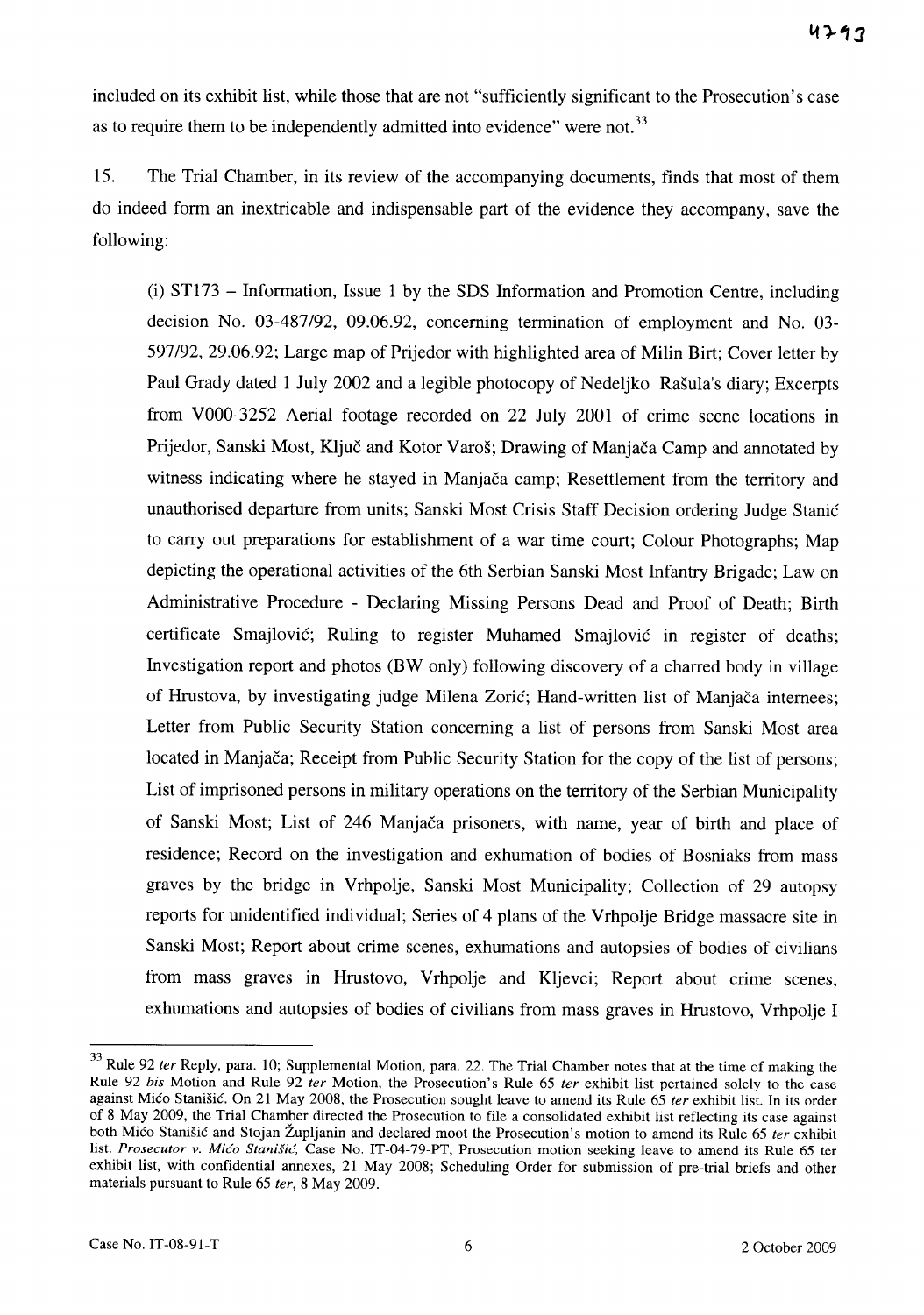included on its exhibit list, while those that are not "sufficiently significant to the Prosecution's case as to require them to be independently admitted into evidence" were not.[33]

15. The Trial Chamber, in its review of the accompanying documents, finds that most of them do indeed form an inextricable and indispensable part of the evidence they accompany, save the following:

> (i) ST173 – Information, Issue 1 by the SDS Information and Promotion Centre, including decision No. 03-487/92, 09.06.92, concerning termination of employment and No. 03-597/92, 29.06.92; Large map of Prijedor with highlighted area of Milin Birt; Cover letter by Paul Grady dated 1 July 2002 and a legible photocopy of Nedeljko Rašula's diary; Excerpts from V000-3252 Aerial footage recorded on 22 July 2001 of crime scene locations in Prijedor, Sanski Most, Ključ and Kotor Varoš; Drawing of Manjača Camp and annotated by witness indicating where he stayed in Manjača camp; Resettlement from the territory and unauthorised departure from units; Sanski Most Crisis Staff Decision ordering Judge Stanić to carry out preparations for establishment of a war time court; Colour Photographs; Map depicting the operational activities of the 6th Serbian Sanski Most Infantry Brigade; Law on Administrative Procedure - Declaring Missing Persons Dead and Proof of Death; Birth certificate Smajlović; Ruling to register Muhamed Smajlović in register of deaths; Investigation report and photos (BW only) following discovery of a charred body in village of Hrustova, by investigating judge Milena Zorić; Hand-written list of Manjača internees; Letter from Public Security Station concerning a list of persons from Sanski Most area located in Manjača; Receipt from Public Security Station for the copy of the list of persons; List of imprisoned persons in military operations on the territory of the Serbian Municipality of Sanski Most; List of 246 Manjača prisoners, with name, year of birth and place of residence; Record on the investigation and exhumation of bodies of Bosniaks from mass graves by the bridge in Vrhpolje, Sanski Most Municipality; Collection of 29 autopsy reports for unidentified individual; Series of 4 plans of the Vrhpolje Bridge massacre site in Sanski Most; Report about crime scenes, exhumations and autopsies of bodies of civilians from mass graves in Hrustovo, Vrhpolje and Kljevci; Report about crime scenes, exhumations and autopsies of bodies of civilians from mass graves in Hrustovo, Vrhpolje I

---

[33] Rule 92 *ter* Reply, para. 10; Supplemental Motion, para. 22. The Trial Chamber notes that at the time of making the Rule 92 *bis* Motion and Rule 92 *ter* Motion, the Prosecution's Rule 65 *ter* exhibit list pertained solely to the case against Mićo Stanišić. On 21 May 2008, the Prosecution sought leave to amend its Rule 65 *ter* exhibit list. In its order of 8 May 2009, the Trial Chamber directed the Prosecution to file a consolidated exhibit list reflecting its case against both Mićo Stanišić and Stojan Župljanin and declared moot the Prosecution's motion to amend its Rule 65 *ter* exhibit list. *Prosecutor v. Mićo Stanišić*, Case No. IT-04-79-PT, Prosecution motion seeking leave to amend its Rule 65 ter exhibit list, with confidential annexes, 21 May 2008; Scheduling Order for submission of pre-trial briefs and other materials pursuant to Rule 65 *ter*, 8 May 2009.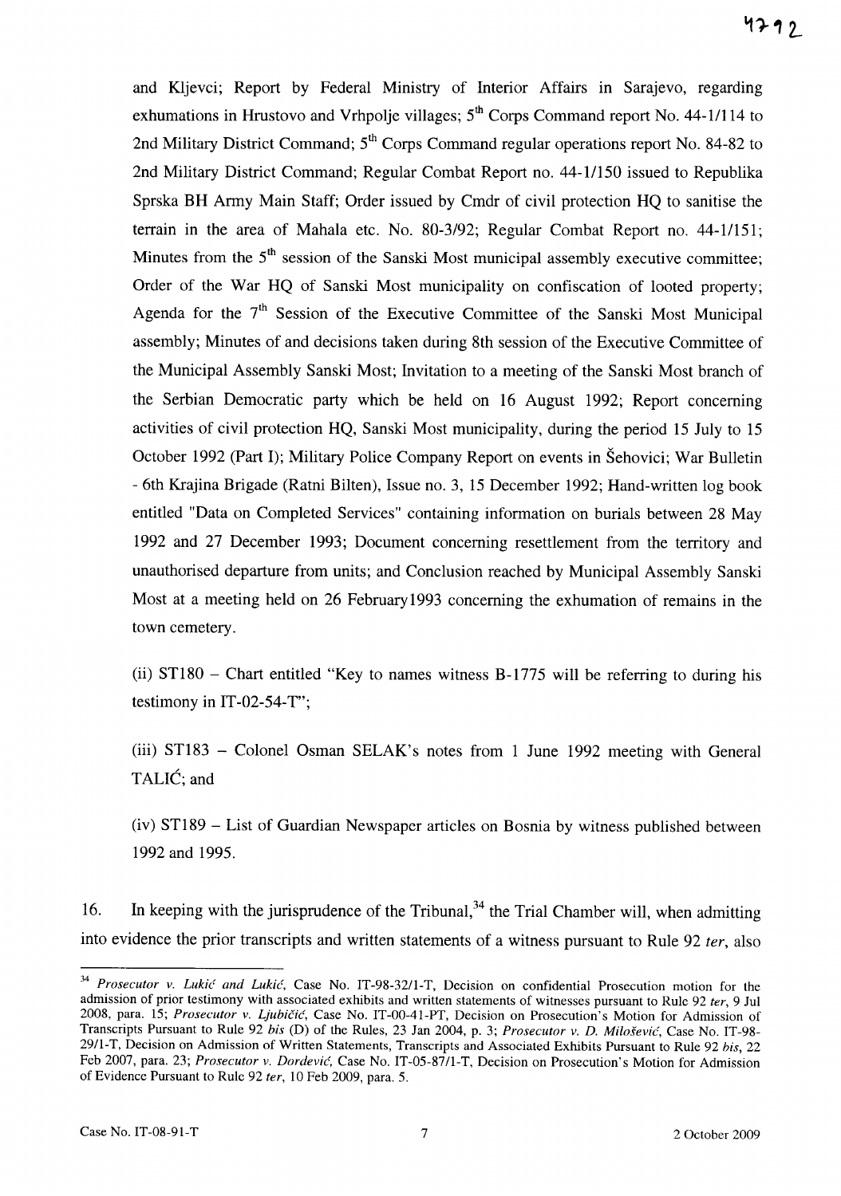and Kljevci; Report by Federal Ministry of Interior Affairs in Sarajevo, regarding exhumations in Hrustovo and Vrhpolje villages; 5th Corps Command report No. 44-1/114 to 2nd Military District Command; 5th Corps Command regular operations report No. 84-82 to 2nd Military District Command; Regular Combat Report no. 44-1/150 issued to Republika Sprska BH Army Main Staff; Order issued by Cmdr of civil protection HQ to sanitise the terrain in the area of Mahala etc. No. 80-3/92; Regular Combat Report no. 44-1/151; Minutes from the 5th session of the Sanski Most municipal assembly executive committee; Order of the War HQ of Sanski Most municipality on confiscation of looted property; Agenda for the 7th Session of the Executive Committee of the Sanski Most Municipal assembly; Minutes of and decisions taken during 8th session of the Executive Committee of the Municipal Assembly Sanski Most; Invitation to a meeting of the Sanski Most branch of the Serbian Democratic party which be held on 16 August 1992; Report concerning activities of civil protection HQ, Sanski Most municipality, during the period 15 July to 15 October 1992 (Part I); Military Police Company Report on events in Šehovici; War Bulletin - 6th Krajina Brigade (Ratni Bilten), Issue no. 3, 15 December 1992; Hand-written log book entitled "Data on Completed Services" containing information on burials between 28 May 1992 and 27 December 1993; Document concerning resettlement from the territory and unauthorised departure from units; and Conclusion reached by Municipal Assembly Sanski Most at a meeting held on 26 February1993 concerning the exhumation of remains in the town cemetery.

(ii) ST180 – Chart entitled "Key to names witness B-1775 will be referring to during his testimony in IT-02-54-T";

(iii) ST183 – Colonel Osman SELAK's notes from 1 June 1992 meeting with General TALIĆ; and

(iv) ST189 – List of Guardian Newspaper articles on Bosnia by witness published between 1992 and 1995.

16. In keeping with the jurisprudence of the Tribunal,[34] the Trial Chamber will, when admitting into evidence the prior transcripts and written statements of a witness pursuant to Rule 92 *ter*, also

---

[34] *Prosecutor v. Lukić and Lukić*, Case No. IT-98-32/1-T, Decision on confidential Prosecution motion for the admission of prior testimony with associated exhibits and written statements of witnesses pursuant to Rule 92 *ter*, 9 Jul 2008, para. 15; *Prosecutor v. Ljubičić*, Case No. IT-00-41-PT, Decision on Prosecution's Motion for Admission of Transcripts Pursuant to Rule 92 *bis* (D) of the Rules, 23 Jan 2004, p. 3; *Prosecutor v. D. Milošević*, Case No. IT-98-29/1-T, Decision on Admission of Written Statements, Transcripts and Associated Exhibits Pursuant to Rule 92 *bis*, 22 Feb 2007, para. 23; *Prosecutor v. Dordević*, Case No. IT-05-87/1-T, Decision on Prosecution's Motion for Admission of Evidence Pursuant to Rule 92 *ter*, 10 Feb 2009, para. 5.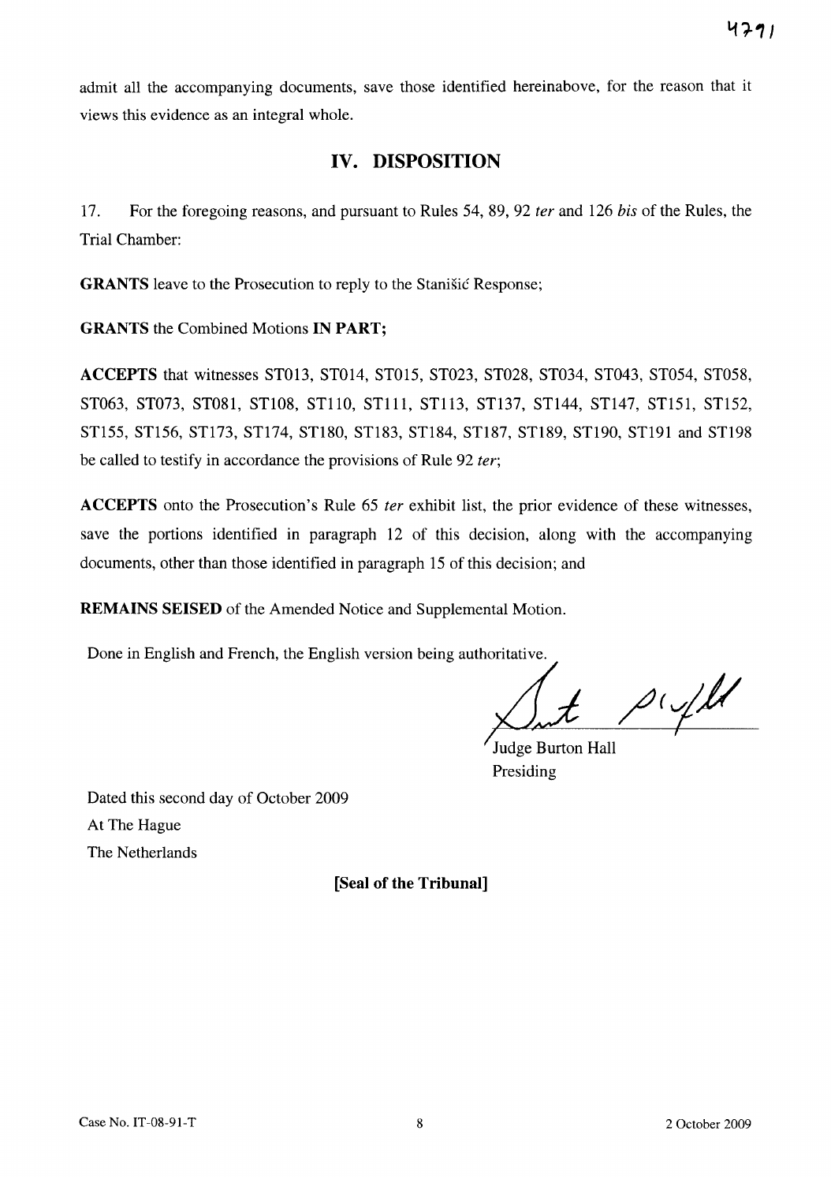admit all the accompanying documents, save those identified hereinabove, for the reason that it views this evidence as an integral whole.

## IV. DISPOSITION

17. For the foregoing reasons, and pursuant to Rules 54, 89, 92 *ter* and 126 *bis* of the Rules, the Trial Chamber:

**GRANTS** leave to the Prosecution to reply to the Stanišić Response;

**GRANTS** the Combined Motions **IN PART;**

**ACCEPTS** that witnesses ST013, ST014, ST015, ST023, ST028, ST034, ST043, ST054, ST058, ST063, ST073, ST081, ST108, ST110, ST111, ST113, ST137, ST144, ST147, ST151, ST152, ST155, ST156, ST173, ST174, ST180, ST183, ST184, ST187, ST189, ST190, ST191 and ST198 be called to testify in accordance the provisions of Rule 92 *ter*;

**ACCEPTS** onto the Prosecution's Rule 65 *ter* exhibit list, the prior evidence of these witnesses, save the portions identified in paragraph 12 of this decision, along with the accompanying documents, other than those identified in paragraph 15 of this decision; and

**REMAINS SEISED** of the Amended Notice and Supplemental Motion.

Done in English and French, the English version being authoritative.

Judge Burton Hall
Presiding

Dated this second day of October 2009
At The Hague
The Netherlands

**[Seal of the Tribunal]**